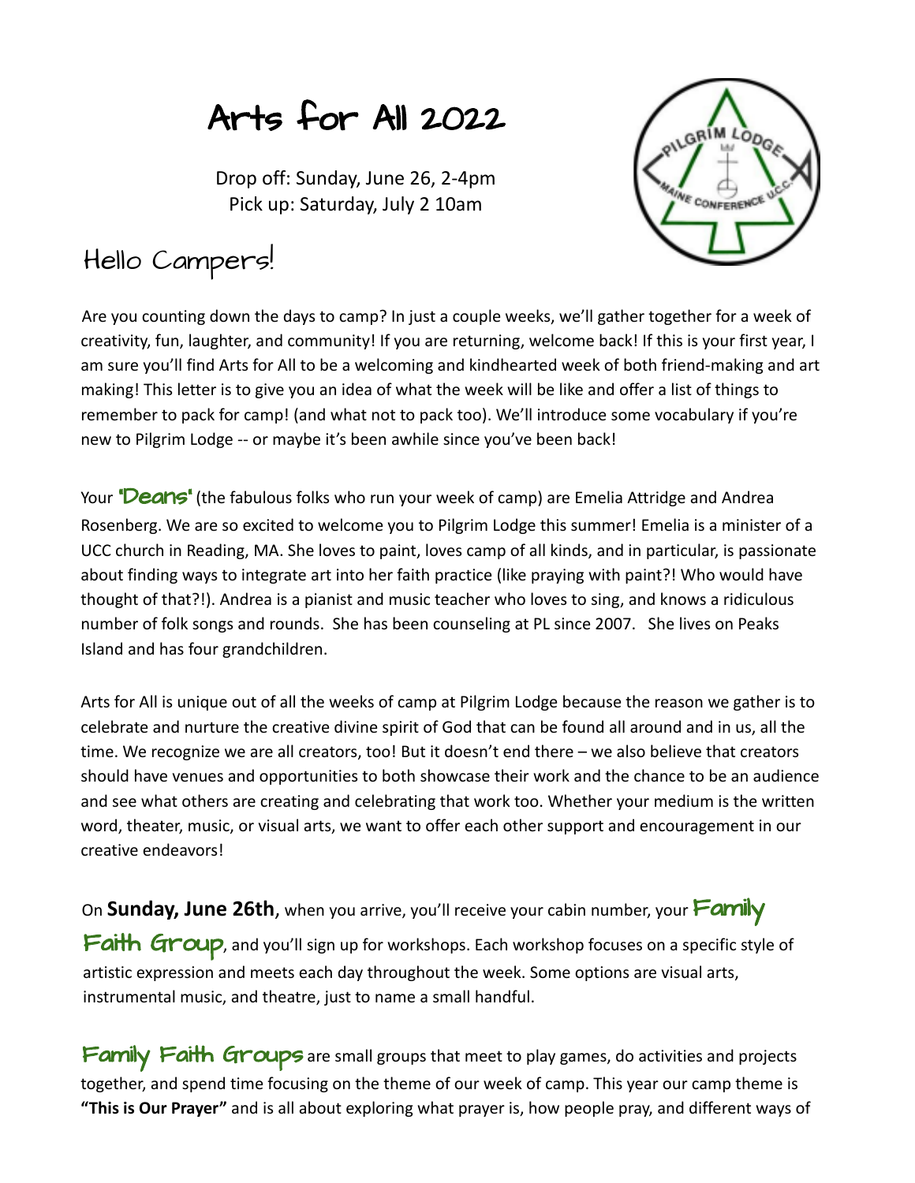# Arts for All 2022

Drop off: Sunday, June 26, 2-4pm
Pick up: Saturday, July 2 10am

## Hello Campers!

Are you counting down the days to camp? In just a couple weeks, we'll gather together for a week of creativity, fun, laughter, and community! If you are returning, welcome back! If this is your first year, I am sure you'll find Arts for All to be a welcoming and kindhearted week of both friend-making and art making! This letter is to give you an idea of what the week will be like and offer a list of things to remember to pack for camp! (and what not to pack too). We'll introduce some vocabulary if you're new to Pilgrim Lodge -- or maybe it's been awhile since you've been back!

Your **"Deans"** (the fabulous folks who run your week of camp) are Emelia Attridge and Andrea Rosenberg. We are so excited to welcome you to Pilgrim Lodge this summer! Emelia is a minister of a UCC church in Reading, MA. She loves to paint, loves camp of all kinds, and in particular, is passionate about finding ways to integrate art into her faith practice (like praying with paint?! Who would have thought of that?!). Andrea is a pianist and music teacher who loves to sing, and knows a ridiculous number of folk songs and rounds. She has been counseling at PL since 2007. She lives on Peaks Island and has four grandchildren.

Arts for All is unique out of all the weeks of camp at Pilgrim Lodge because the reason we gather is to celebrate and nurture the creative divine spirit of God that can be found all around and in us, all the time. We recognize we are all creators, too! But it doesn't end there – we also believe that creators should have venues and opportunities to both showcase their work and the chance to be an audience and see what others are creating and celebrating that work too. Whether your medium is the written word, theater, music, or visual arts, we want to offer each other support and encouragement in our creative endeavors!

On **Sunday, June 26th**, when you arrive, you'll receive your cabin number, your **Family Faith Group**, and you'll sign up for workshops. Each workshop focuses on a specific style of artistic expression and meets each day throughout the week. Some options are visual arts, instrumental music, and theatre, just to name a small handful.

**Family Faith Groups** are small groups that meet to play games, do activities and projects together, and spend time focusing on the theme of our week of camp. This year our camp theme is **"This is Our Prayer"** and is all about exploring what prayer is, how people pray, and different ways of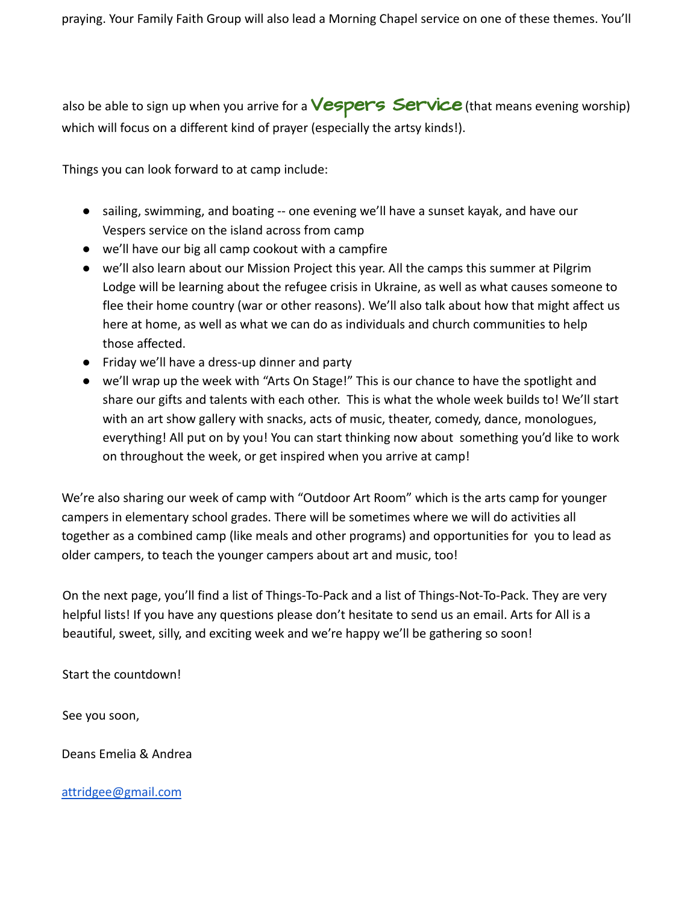praying. Your Family Faith Group will also lead a Morning Chapel service on one of these themes. You'll

also be able to sign up when you arrive for a **Vespers Service** (that means evening worship) which will focus on a different kind of prayer (especially the artsy kinds!).

Things you can look forward to at camp include:

- sailing, swimming, and boating -- one evening we'll have a sunset kayak, and have our Vespers service on the island across from camp
- we'll have our big all camp cookout with a campfire
- we'll also learn about our Mission Project this year. All the camps this summer at Pilgrim Lodge will be learning about the refugee crisis in Ukraine, as well as what causes someone to flee their home country (war or other reasons). We'll also talk about how that might affect us here at home, as well as what we can do as individuals and church communities to help those affected.
- Friday we'll have a dress-up dinner and party
- we'll wrap up the week with "Arts On Stage!" This is our chance to have the spotlight and share our gifts and talents with each other. This is what the whole week builds to! We'll start with an art show gallery with snacks, acts of music, theater, comedy, dance, monologues, everything! All put on by you! You can start thinking now about something you'd like to work on throughout the week, or get inspired when you arrive at camp!

We're also sharing our week of camp with "Outdoor Art Room" which is the arts camp for younger campers in elementary school grades. There will be sometimes where we will do activities all together as a combined camp (like meals and other programs) and opportunities for you to lead as older campers, to teach the younger campers about art and music, too!

On the next page, you'll find a list of Things-To-Pack and a list of Things-Not-To-Pack. They are very helpful lists! If you have any questions please don't hesitate to send us an email. Arts for All is a beautiful, sweet, silly, and exciting week and we're happy we'll be gathering so soon!

Start the countdown!

See you soon,

Deans Emelia & Andrea

attridgee@gmail.com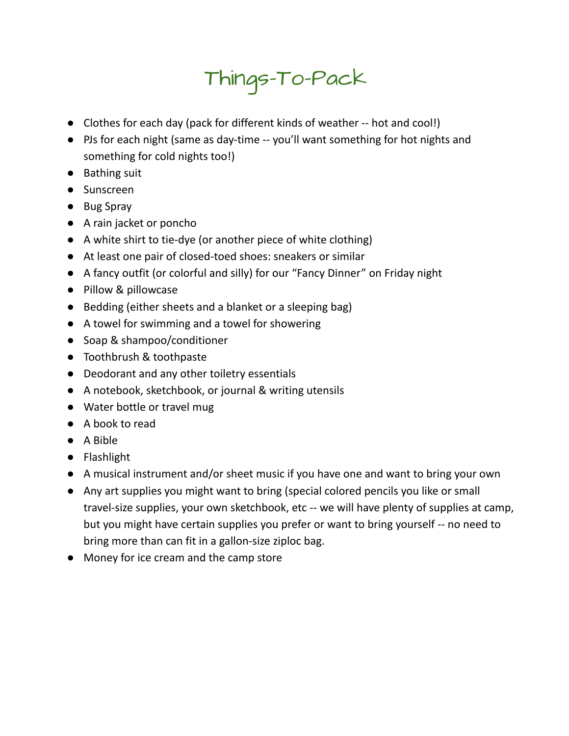# Things-To-Pack

- Clothes for each day (pack for different kinds of weather -- hot and cool!)
- PJs for each night (same as day-time -- you'll want something for hot nights and something for cold nights too!)
- Bathing suit
- Sunscreen
- Bug Spray
- A rain jacket or poncho
- A white shirt to tie-dye (or another piece of white clothing)
- At least one pair of closed-toed shoes: sneakers or similar
- A fancy outfit (or colorful and silly) for our "Fancy Dinner" on Friday night
- Pillow & pillowcase
- Bedding (either sheets and a blanket or a sleeping bag)
- A towel for swimming and a towel for showering
- Soap & shampoo/conditioner
- Toothbrush & toothpaste
- Deodorant and any other toiletry essentials
- A notebook, sketchbook, or journal & writing utensils
- Water bottle or travel mug
- A book to read
- A Bible
- Flashlight
- A musical instrument and/or sheet music if you have one and want to bring your own
- Any art supplies you might want to bring (special colored pencils you like or small travel-size supplies, your own sketchbook, etc -- we will have plenty of supplies at camp, but you might have certain supplies you prefer or want to bring yourself -- no need to bring more than can fit in a gallon-size ziploc bag.
- Money for ice cream and the camp store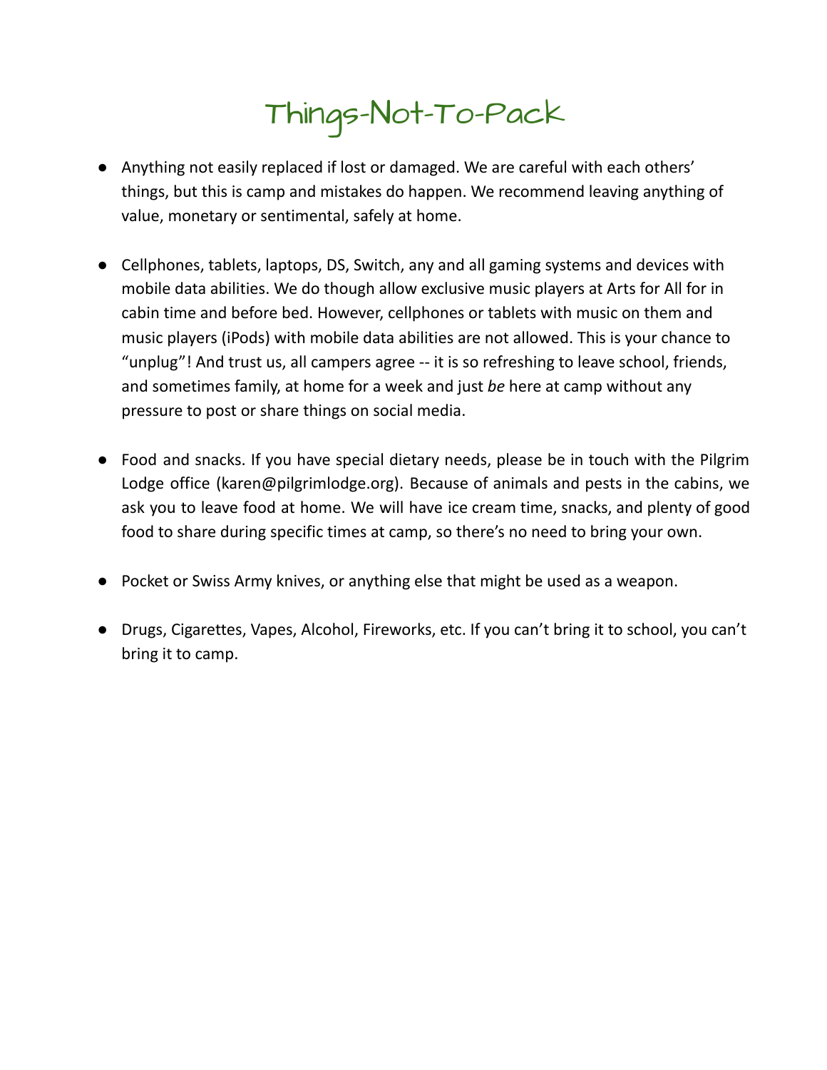# Things-Not-To-Pack

- Anything not easily replaced if lost or damaged. We are careful with each others' things, but this is camp and mistakes do happen. We recommend leaving anything of value, monetary or sentimental, safely at home.

- Cellphones, tablets, laptops, DS, Switch, any and all gaming systems and devices with mobile data abilities. We do though allow exclusive music players at Arts for All for in cabin time and before bed. However, cellphones or tablets with music on them and music players (iPods) with mobile data abilities are not allowed. This is your chance to "unplug"! And trust us, all campers agree -- it is so refreshing to leave school, friends, and sometimes family, at home for a week and just *be* here at camp without any pressure to post or share things on social media.

- Food and snacks. If you have special dietary needs, please be in touch with the Pilgrim Lodge office (karen@pilgrimlodge.org). Because of animals and pests in the cabins, we ask you to leave food at home. We will have ice cream time, snacks, and plenty of good food to share during specific times at camp, so there's no need to bring your own.

- Pocket or Swiss Army knives, or anything else that might be used as a weapon.

- Drugs, Cigarettes, Vapes, Alcohol, Fireworks, etc. If you can't bring it to school, you can't bring it to camp.